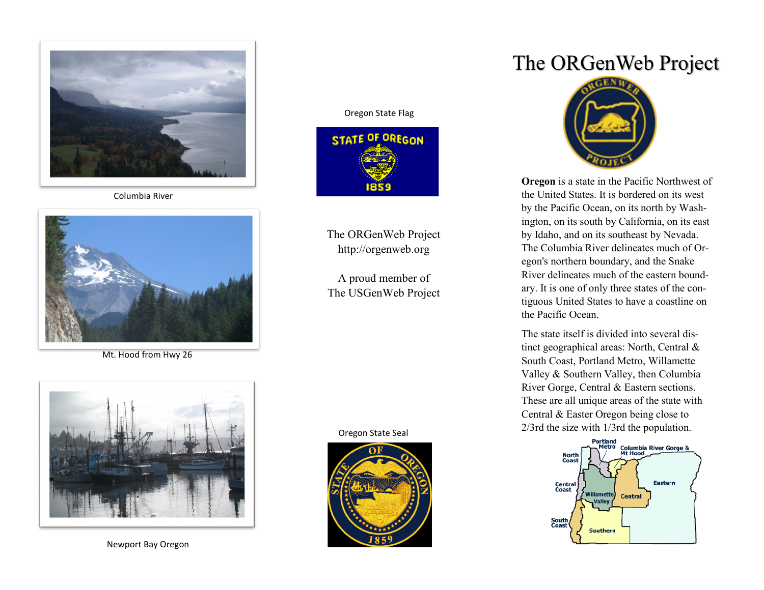Columbia River

Mt. Hood from Hwy 26

Newport Bay Oregon

Oregon State Flag

The ORGenWeb Project
http://orgenweb.org

A proud member of
The USGenWeb Project

Oregon State Seal

# The ORGenWeb Project

**Oregon** is a state in the Pacific Northwest of the United States. It is bordered on its west by the Pacific Ocean, on its north by Washington, on its south by California, on its east by Idaho, and on its southeast by Nevada. The Columbia River delineates much of Oregon's northern boundary, and the Snake River delineates much of the eastern boundary. It is one of only three states of the contiguous United States to have a coastline on the Pacific Ocean.

The state itself is divided into several distinct geographical areas: North, Central & South Coast, Portland Metro, Willamette Valley & Southern Valley, then Columbia River Gorge, Central & Eastern sections. These are all unique areas of the state with Central & Easter Oregon being close to 2/3rd the size with 1/3rd the population.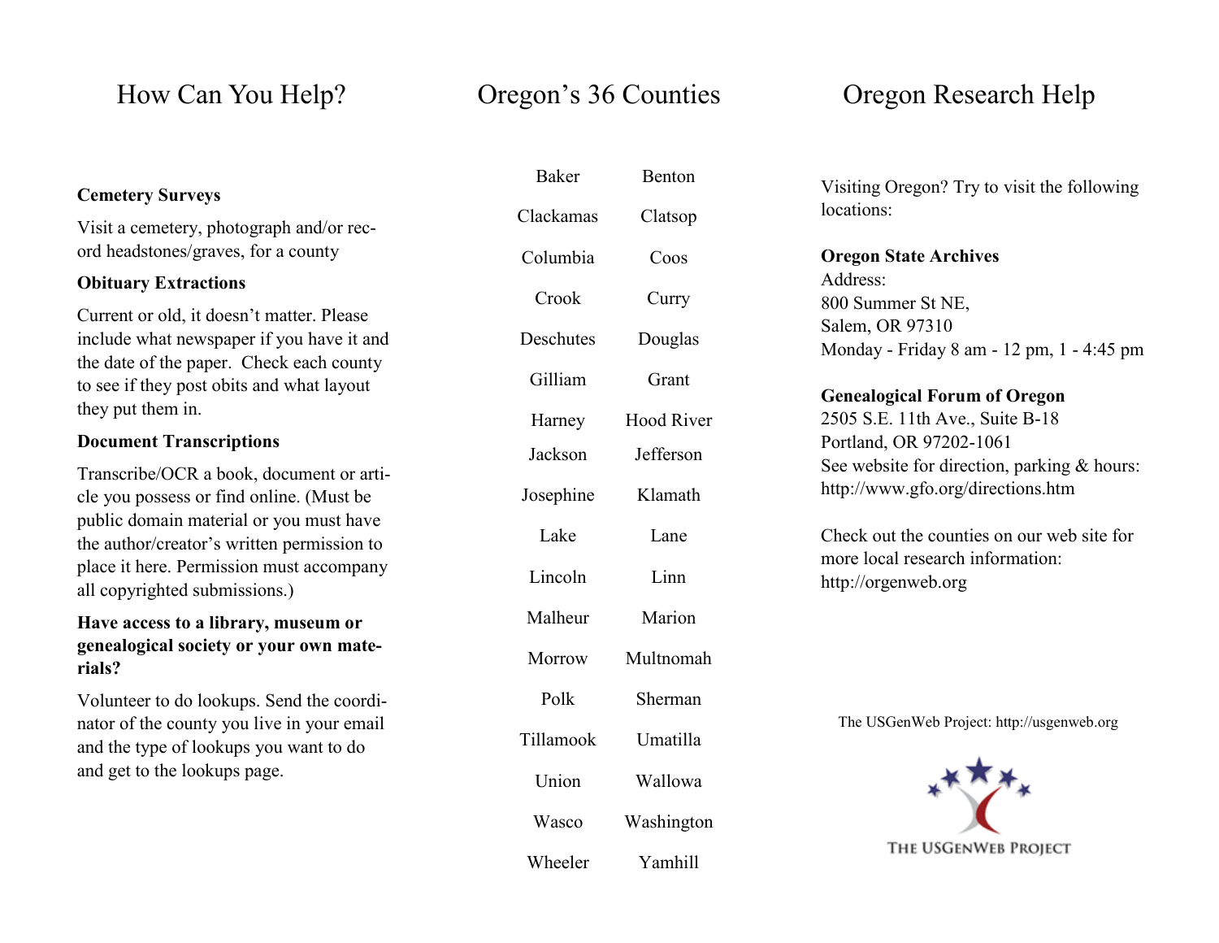## How Can You Help?

**Cemetery Surveys**

Visit a cemetery, photograph and/or record headstones/graves, for a county

**Obituary Extractions**

Current or old, it doesn't matter. Please include what newspaper if you have it and the date of the paper. Check each county to see if they post obits and what layout they put them in.

**Document Transcriptions**

Transcribe/OCR a book, document or article you possess or find online. (Must be public domain material or you must have the author/creator's written permission to place it here. Permission must accompany all copyrighted submissions.)

**Have access to a library, museum or genealogical society or your own materials?**

Volunteer to do lookups. Send the coordinator of the county you live in your email and the type of lookups you want to do and get to the lookups page.

## Oregon's 36 Counties

| | |
|---|---|
| Baker | Benton |
| Clackamas | Clatsop |
| Columbia | Coos |
| Crook | Curry |
| Deschutes | Douglas |
| Gilliam | Grant |
| Harney | Hood River |
| Jackson | Jefferson |
| Josephine | Klamath |
| Lake | Lane |
| Lincoln | Linn |
| Malheur | Marion |
| Morrow | Multnomah |
| Polk | Sherman |
| Tillamook | Umatilla |
| Union | Wallowa |
| Wasco | Washington |
| Wheeler | Yamhill |

## Oregon Research Help

Visiting Oregon? Try to visit the following locations:

**Oregon State Archives**
Address:
800 Summer St NE,
Salem, OR 97310
Monday - Friday 8 am - 12 pm, 1 - 4:45 pm

**Genealogical Forum of Oregon**
2505 S.E. 11th Ave., Suite B-18
Portland, OR 97202-1061
See website for direction, parking & hours:
http://www.gfo.org/directions.htm

Check out the counties on our web site for more local research information:
http://orgenweb.org

The USGenWeb Project: http://usgenweb.org

THE USGENWEB PROJECT